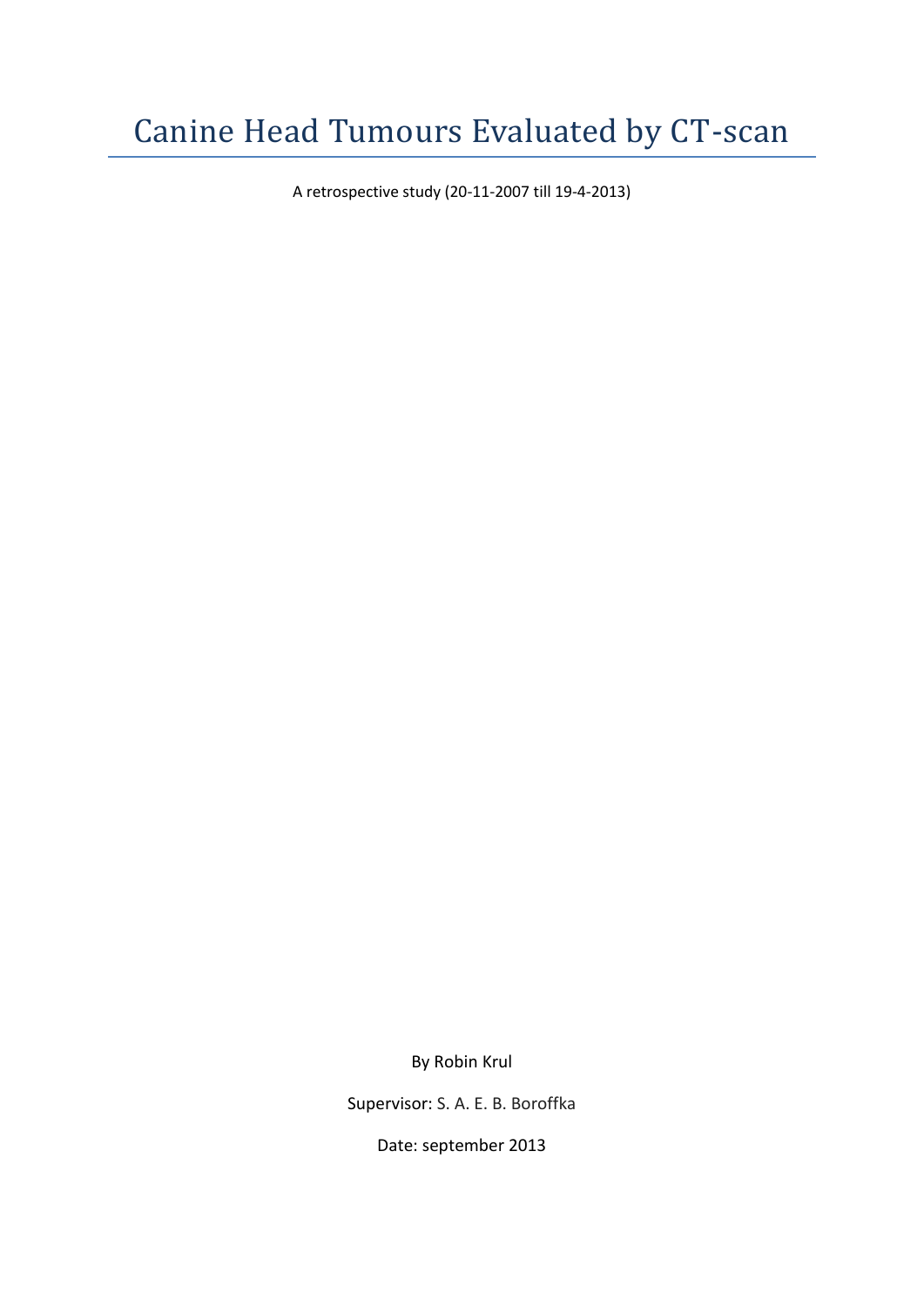# Canine Head Tumours Evaluated by CT-scan

A retrospective study (20-11-2007 till 19-4-2013)

By Robin Krul

Supervisor: S. A. E. B. Boroffka

Date: september 2013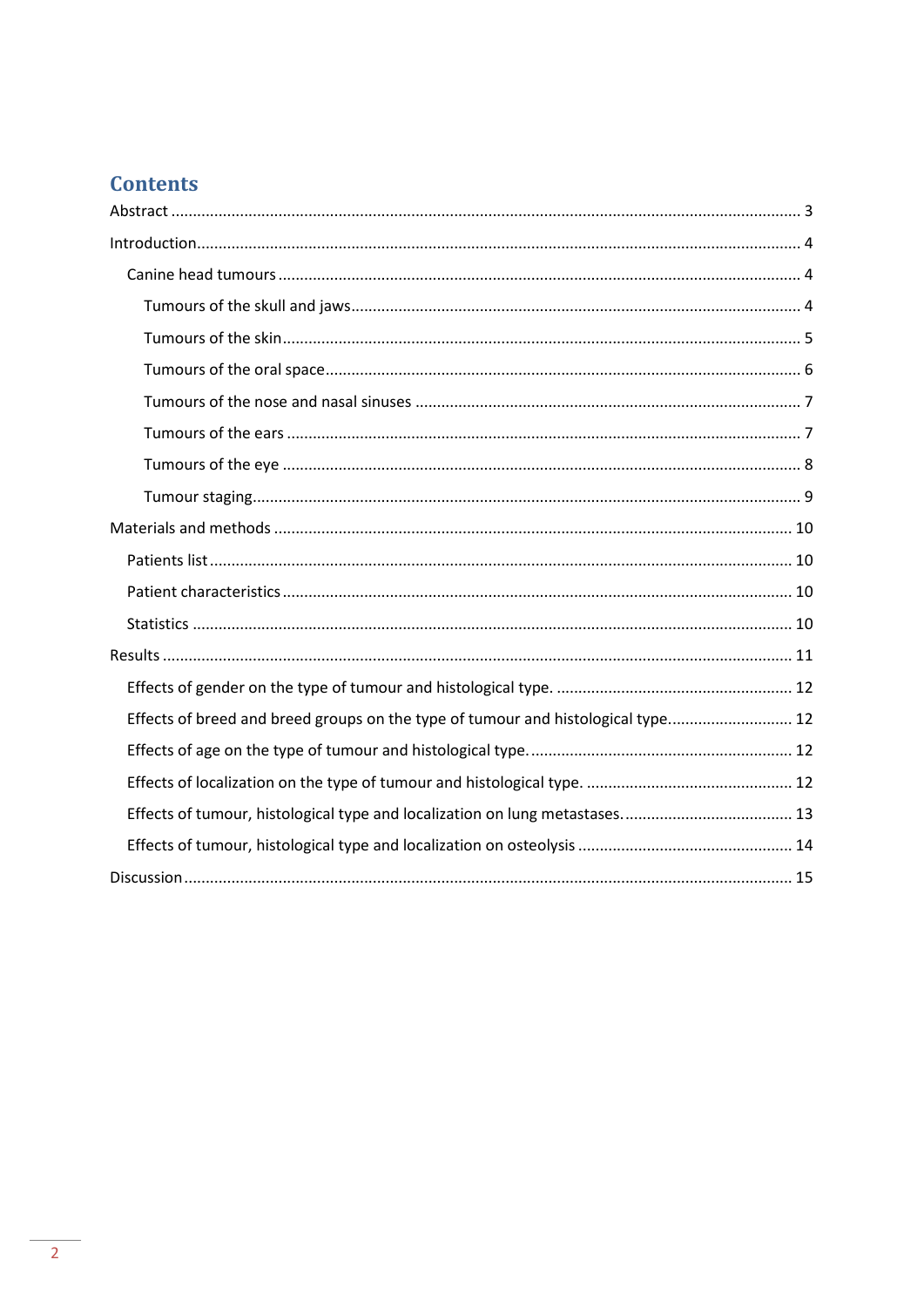# Contents

Abstract ........................................................................................................................................ 3

Introduction.................................................................................................................................. 4

- Canine head tumours ................................................................................................................ 4
  - Tumours of the skull and jaws................................................................................................ 4
  - Tumours of the skin................................................................................................................ 5
  - Tumours of the oral space...................................................................................................... 6
  - Tumours of the nose and nasal sinuses ................................................................................. 7
  - Tumours of the ears ............................................................................................................... 7
  - Tumours of the eye ................................................................................................................ 8
  - Tumour staging....................................................................................................................... 9

Materials and methods ............................................................................................................... 10

- Patients list ............................................................................................................................. 10
- Patient characteristics ............................................................................................................ 10
- Statistics ................................................................................................................................. 10

Results ........................................................................................................................................ 11

- Effects of gender on the type of tumour and histological type. ............................................ 12
- Effects of breed and breed groups on the type of tumour and histological type.................. 12
- Effects of age on the type of tumour and histological type. ................................................. 12
- Effects of localization on the type of tumour and histological type. ..................................... 12
- Effects of tumour, histological type and localization on lung metastases. ........................... 13
- Effects of tumour, histological type and localization on osteolysis ...................................... 14

Discussion ................................................................................................................................... 15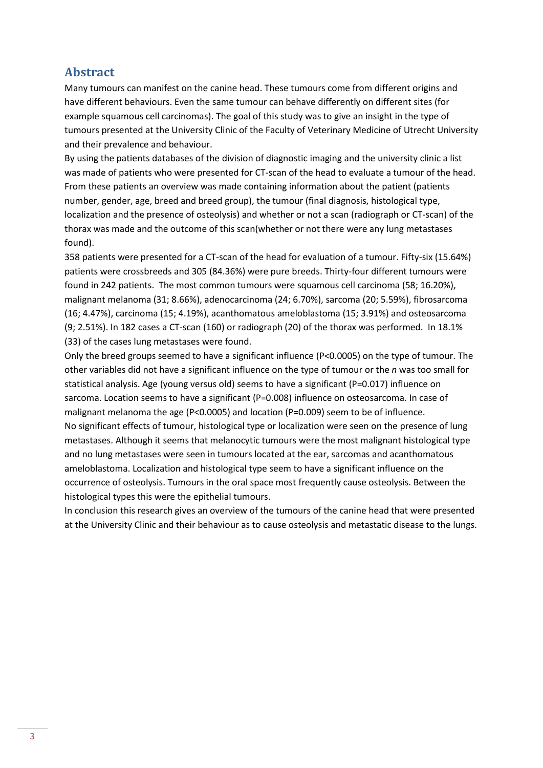## Abstract

Many tumours can manifest on the canine head. These tumours come from different origins and have different behaviours. Even the same tumour can behave differently on different sites (for example squamous cell carcinomas). The goal of this study was to give an insight in the type of tumours presented at the University Clinic of the Faculty of Veterinary Medicine of Utrecht University and their prevalence and behaviour.

By using the patients databases of the division of diagnostic imaging and the university clinic a list was made of patients who were presented for CT-scan of the head to evaluate a tumour of the head. From these patients an overview was made containing information about the patient (patients number, gender, age, breed and breed group), the tumour (final diagnosis, histological type, localization and the presence of osteolysis) and whether or not a scan (radiograph or CT-scan) of the thorax was made and the outcome of this scan(whether or not there were any lung metastases found).

358 patients were presented for a CT-scan of the head for evaluation of a tumour. Fifty-six (15.64%) patients were crossbreeds and 305 (84.36%) were pure breeds. Thirty-four different tumours were found in 242 patients. The most common tumours were squamous cell carcinoma (58; 16.20%), malignant melanoma (31; 8.66%), adenocarcinoma (24; 6.70%), sarcoma (20; 5.59%), fibrosarcoma (16; 4.47%), carcinoma (15; 4.19%), acanthomatous ameloblastoma (15; 3.91%) and osteosarcoma (9; 2.51%). In 182 cases a CT-scan (160) or radiograph (20) of the thorax was performed. In 18.1% (33) of the cases lung metastases were found.

Only the breed groups seemed to have a significant influence ($P<0.0005$) on the type of tumour. The other variables did not have a significant influence on the type of tumour or the *n* was too small for statistical analysis. Age (young versus old) seems to have a significant ($P=0.017$) influence on sarcoma. Location seems to have a significant ($P=0.008$) influence on osteosarcoma. In case of malignant melanoma the age ($P<0.0005$) and location ($P=0.009$) seem to be of influence.

No significant effects of tumour, histological type or localization were seen on the presence of lung metastases. Although it seems that melanocytic tumours were the most malignant histological type and no lung metastases were seen in tumours located at the ear, sarcomas and acanthomatous ameloblastoma. Localization and histological type seem to have a significant influence on the occurrence of osteolysis. Tumours in the oral space most frequently cause osteolysis. Between the histological types this were the epithelial tumours.

In conclusion this research gives an overview of the tumours of the canine head that were presented at the University Clinic and their behaviour as to cause osteolysis and metastatic disease to the lungs.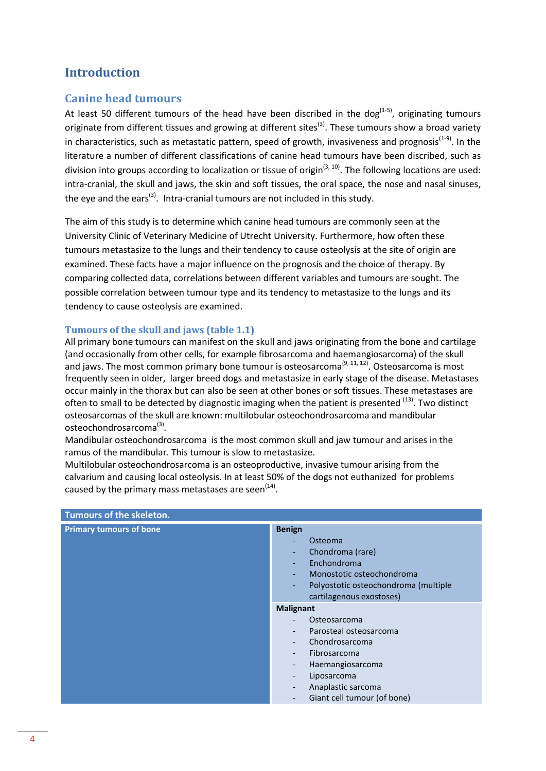# Introduction

## Canine head tumours

At least 50 different tumours of the head have been discribed in the dog[1-5], originating tumours originate from different tissues and growing at different sites[3]. These tumours show a broad variety in characteristics, such as metastatic pattern, speed of growth, invasiveness and prognosis[1-9]. In the literature a number of different classifications of canine head tumours have been discribed, such as division into groups according to localization or tissue of origin[3, 10]. The following locations are used: intra-cranial, the skull and jaws, the skin and soft tissues, the oral space, the nose and nasal sinuses, the eye and the ears[3]. Intra-cranial tumours are not included in this study.

The aim of this study is to determine which canine head tumours are commonly seen at the University Clinic of Veterinary Medicine of Utrecht University. Furthermore, how often these tumours metastasize to the lungs and their tendency to cause osteolysis at the site of origin are examined. These facts have a major influence on the prognosis and the choice of therapy. By comparing collected data, correlations between different variables and tumours are sought. The possible correlation between tumour type and its tendency to metastasize to the lungs and its tendency to cause osteolysis are examined.

### Tumours of the skull and jaws (table 1.1)

All primary bone tumours can manifest on the skull and jaws originating from the bone and cartilage (and occasionally from other cells, for example fibrosarcoma and haemangiosarcoma) of the skull and jaws. The most common primary bone tumour is osteosarcoma[9, 11, 12]. Osteosarcoma is most frequently seen in older, larger breed dogs and metastasize in early stage of the disease. Metastases occur mainly in the thorax but can also be seen at other bones or soft tissues. These metastases are often to small to be detected by diagnostic imaging when the patient is presented [13]. Two distinct osteosarcomas of the skull are known: multilobular osteochondrosarcoma and mandibular osteochondrosarcoma[3].

Mandibular osteochondrosarcoma is the most common skull and jaw tumour and arises in the ramus of the mandibular. This tumour is slow to metastasize.

Multilobular osteochondrosarcoma is an osteoproductive, invasive tumour arising from the calvarium and causing local osteolysis. In at least 50% of the dogs not euthanized for problems caused by the primary mass metastases are seen[14].

| Tumours of the skeleton. | |
|---|---|
| Primary tumours of bone | **Benign**<br>- Osteoma<br>- Chondroma (rare)<br>- Enchondroma<br>- Monostotic osteochondroma<br>- Polyostotic osteochondroma (multiple cartilagenous exostoses) |
| | **Malignant**<br>- Osteosarcoma<br>- Parosteal osteosarcoma<br>- Chondrosarcoma<br>- Fibrosarcoma<br>- Haemangiosarcoma<br>- Liposarcoma<br>- Anaplastic sarcoma<br>- Giant cell tumour (of bone) |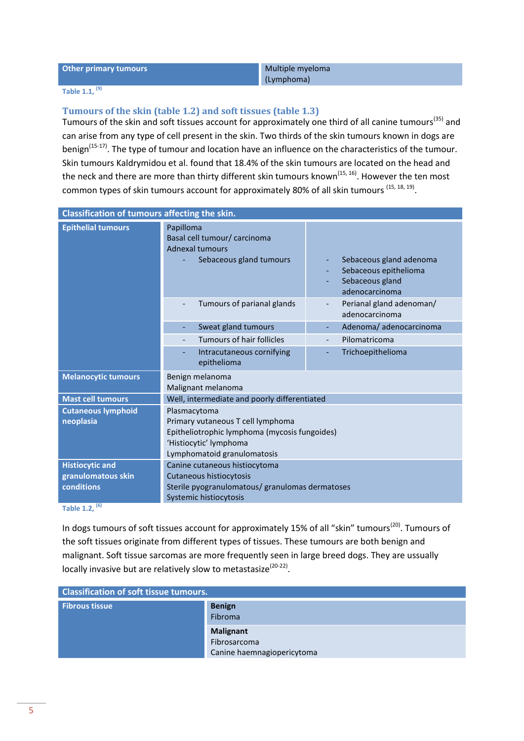| Other primary tumours | Multiple myeloma (Lymphoma) |
|---|---|

Table 1.1, [9]

### Tumours of the skin (table 1.2) and soft tissues (table 1.3)

Tumours of the skin and soft tissues account for approximately one third of all canine tumours[35] and can arise from any type of cell present in the skin. Two thirds of the skin tumours known in dogs are benign[15-17]. The type of tumour and location have an influence on the characteristics of the tumour. Skin tumours Kaldrymidou et al. found that 18.4% of the skin tumours are located on the head and the neck and there are more than thirty different skin tumours known[15, 16]. However the ten most common types of skin tumours account for approximately 80% of all skin tumours [15, 18, 19].

| Classification of tumours affecting the skin. | | |
|---|---|---|
| Epithelial tumours | Papilloma<br>Basal cell tumour/ carcinoma<br>Adnexal tumours<br>- Sebaceous gland tumours | - Sebaceous gland adenoma<br>- Sebaceous epithelioma<br>- Sebaceous gland adenocarcinoma |
| | - Tumours of parianal glands | - Perianal gland adenoman/ adenocarcinoma |
| | - Sweat gland tumours | - Adenoma/ adenocarcinoma |
| | - Tumours of hair follicles | - Pilomatricoma |
| | - Intracutaneous cornifying epithelioma | - Trichoepithelioma |
| Melanocytic tumours | Benign melanoma<br>Malignant melanoma | |
| Mast cell tumours | Well, intermediate and poorly differentiated | |
| Cutaneous lymphoid neoplasia | Plasmacytoma<br>Primary vutaneous T cell lymphoma<br>Epitheliotrophic lymphoma (mycosis fungoides)<br>'Histiocytic' lymphoma<br>Lymphomatoid granulomatosis | |
| Histiocytic and granulomatous skin conditions | Canine cutaneous histiocytoma<br>Cutaneous histiocytosis<br>Sterile pyogranulomatous/ granulomas dermatoses<br>Systemic histiocytosis | |

Table 1.2, [6]

In dogs tumours of soft tissues account for approximately 15% of all "skin" tumours[20]. Tumours of the soft tissues originate from different types of tissues. These tumours are both benign and malignant. Soft tissue sarcomas are more frequently seen in large breed dogs. They are ussually locally invasive but are relatively slow to metastasize[20-22].

| Classification of soft tissue tumours. | |
|---|---|
| Fibrous tissue | **Benign**<br>Fibroma |
| | **Malignant**<br>Fibrosarcoma<br>Canine haemnagiopericytoma |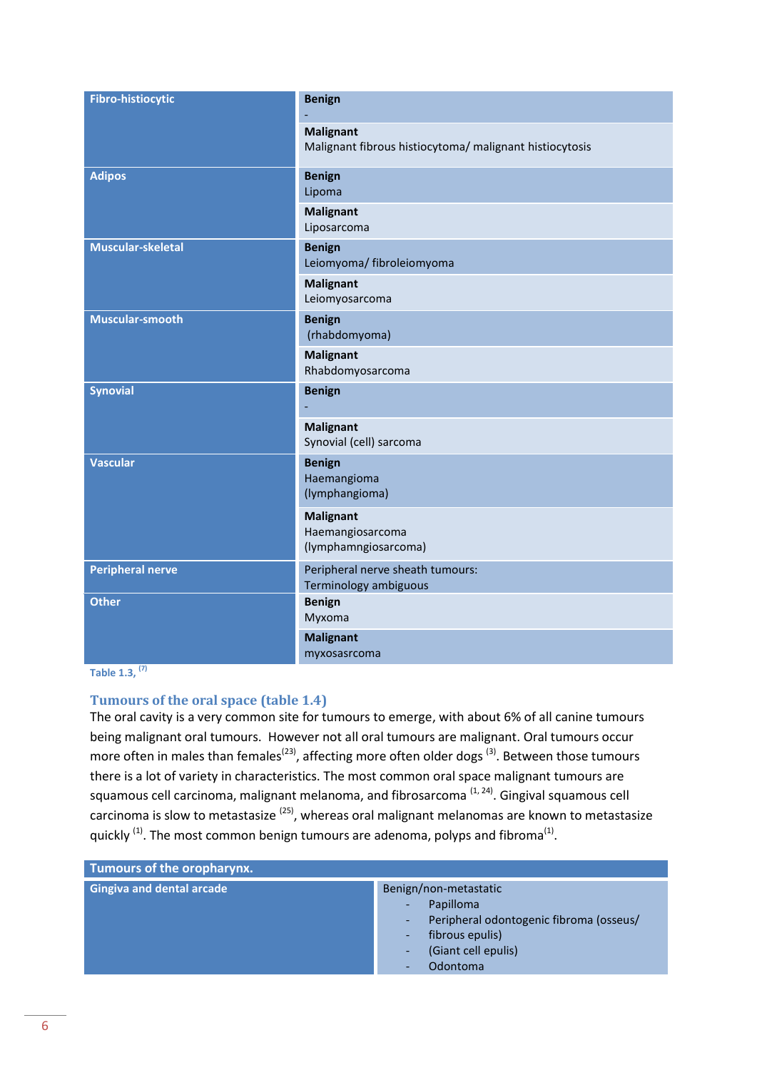| | |
|---|---|
| **Fibro-histiocytic** | **Benign** - |
| | **Malignant** Malignant fibrous histiocytoma/ malignant histiocytosis |
| **Adipos** | **Benign** Lipoma |
| | **Malignant** Liposarcoma |
| **Muscular-skeletal** | **Benign** Leiomyoma/ fibroleiomyoma |
| | **Malignant** Leiomyosarcoma |
| **Muscular-smooth** | **Benign** (rhabdomyoma) |
| | **Malignant** Rhabdomyosarcoma |
| **Synovial** | **Benign** - |
| | **Malignant** Synovial (cell) sarcoma |
| **Vascular** | **Benign** Haemangioma (lymphangioma) |
| | **Malignant** Haemangiosarcoma (lymphamngiosarcoma) |
| **Peripheral nerve** | Peripheral nerve sheath tumours: Terminology ambiguous |
| **Other** | **Benign** Myxoma |
| | **Malignant** myxosasrcoma |

Table 1.3, [7]

## Tumours of the oral space (table 1.4)

The oral cavity is a very common site for tumours to emerge, with about 6% of all canine tumours being malignant oral tumours. However not all oral tumours are malignant. Oral tumours occur more often in males than females[23], affecting more often older dogs [3]. Between those tumours there is a lot of variety in characteristics. The most common oral space malignant tumours are squamous cell carcinoma, malignant melanoma, and fibrosarcoma [1, 24]. Gingival squamous cell carcinoma is slow to metastasize [25], whereas oral malignant melanomas are known to metastasize quickly [1]. The most common benign tumours are adenoma, polyps and fibroma[1].

| **Tumours of the oropharynx.** | |
|---|---|
| **Gingiva and dental arcade** | Benign/non-metastatic<br>- Papilloma<br>- Peripheral odontogenic fibroma (osseus/<br>- fibrous epulis)<br>- (Giant cell epulis)<br>- Odontoma |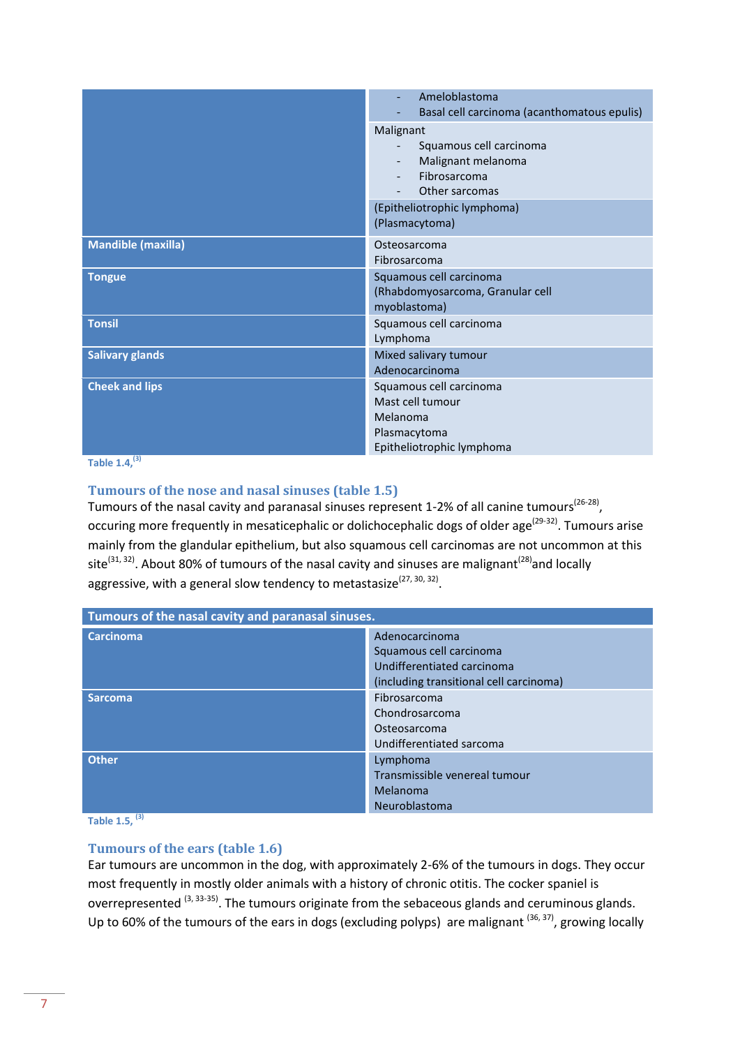| | |
|---|---|
| | - Ameloblastoma<br>- Basal cell carcinoma (acanthomatous epulis) |
| | Malignant<br>- Squamous cell carcinoma<br>- Malignant melanoma<br>- Fibrosarcoma<br>- Other sarcomas |
| | (Epitheliotrophic lymphoma)<br>(Plasmacytoma) |
| **Mandible (maxilla)** | Osteosarcoma<br>Fibrosarcoma |
| **Tongue** | Squamous cell carcinoma<br>(Rhabdomyosarcoma, Granular cell myoblastoma) |
| **Tonsil** | Squamous cell carcinoma<br>Lymphoma |
| **Salivary glands** | Mixed salivary tumour<br>Adenocarcinoma |
| **Cheek and lips** | Squamous cell carcinoma<br>Mast cell tumour<br>Melanoma<br>Plasmacytoma<br>Epitheliotrophic lymphoma |

Table 1.4,[3]

## Tumours of the nose and nasal sinuses (table 1.5)

Tumours of the nasal cavity and paranasal sinuses represent 1-2% of all canine tumours[26-28], occuring more frequently in mesaticephalic or dolichocephalic dogs of older age[29-32]. Tumours arise mainly from the glandular epithelium, but also squamous cell carcinomas are not uncommon at this site[31, 32]. About 80% of tumours of the nasal cavity and sinuses are malignant[28]and locally aggressive, with a general slow tendency to metastasize[27, 30, 32].

| Tumours of the nasal cavity and paranasal sinuses. | |
|---|---|
| **Carcinoma** | Adenocarcinoma<br>Squamous cell carcinoma<br>Undifferentiated carcinoma<br>(including transitional cell carcinoma) |
| **Sarcoma** | Fibrosarcoma<br>Chondrosarcoma<br>Osteosarcoma<br>Undifferentiated sarcoma |
| **Other** | Lymphoma<br>Transmissible venereal tumour<br>Melanoma<br>Neuroblastoma |

Table 1.5, [3]

## Tumours of the ears (table 1.6)

Ear tumours are uncommon in the dog, with approximately 2-6% of the tumours in dogs. They occur most frequently in mostly older animals with a history of chronic otitis. The cocker spaniel is overrepresented [3, 33-35]. The tumours originate from the sebaceous glands and ceruminous glands. Up to 60% of the tumours of the ears in dogs (excluding polyps) are malignant [36, 37], growing locally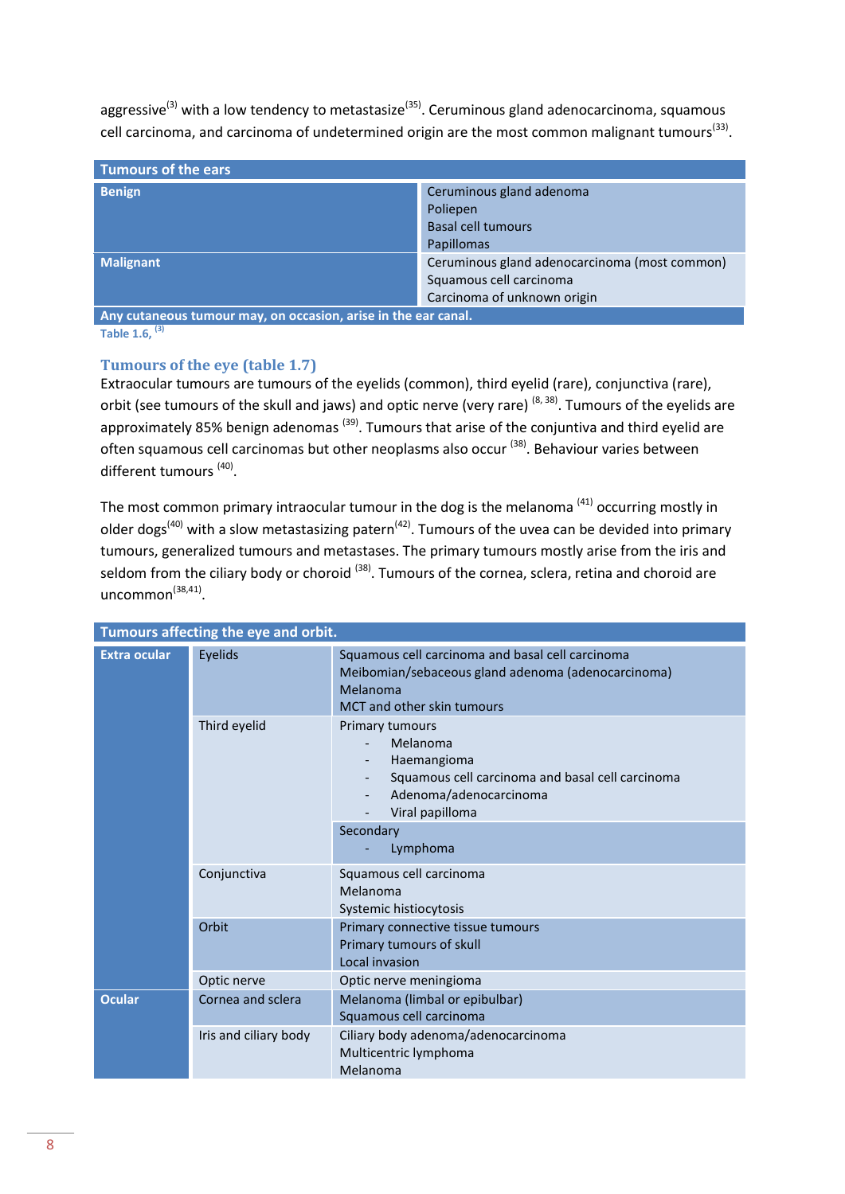aggressive[3] with a low tendency to metastasize[35]. Ceruminous gland adenocarcinoma, squamous cell carcinoma, and carcinoma of undetermined origin are the most common malignant tumours[33].

| Tumours of the ears | |
|---|---|
| **Benign** | Ceruminous gland adenoma<br>Poliepen<br>Basal cell tumours<br>Papillomas |
| **Malignant** | Ceruminous gland adenocarcinoma (most common)<br>Squamous cell carcinoma<br>Carcinoma of unknown origin |
| **Any cutaneous tumour may, on occasion, arise in the ear canal.** | |

Table 1.6, [3]

### Tumours of the eye (table 1.7)

Extraocular tumours are tumours of the eyelids (common), third eyelid (rare), conjunctiva (rare), orbit (see tumours of the skull and jaws) and optic nerve (very rare) [8, 38]. Tumours of the eyelids are approximately 85% benign adenomas [39]. Tumours that arise of the conjuntiva and third eyelid are often squamous cell carcinomas but other neoplasms also occur [38]. Behaviour varies between different tumours [40].

The most common primary intraocular tumour in the dog is the melanoma [41] occurring mostly in older dogs[40] with a slow metastasizing patern[42]. Tumours of the uvea can be devided into primary tumours, generalized tumours and metastases. The primary tumours mostly arise from the iris and seldom from the ciliary body or choroid [38]. Tumours of the cornea, sclera, retina and choroid are uncommon[38,41].

| Tumours affecting the eye and orbit. | | |
|---|---|---|
| **Extra ocular** | Eyelids | Squamous cell carcinoma and basal cell carcinoma<br>Meibomian/sebaceous gland adenoma (adenocarcinoma)<br>Melanoma<br>MCT and other skin tumours |
| | Third eyelid | Primary tumours<br>- Melanoma<br>- Haemangioma<br>- Squamous cell carcinoma and basal cell carcinoma<br>- Adenoma/adenocarcinoma<br>- Viral papilloma |
| | | Secondary<br>- Lymphoma |
| | Conjunctiva | Squamous cell carcinoma<br>Melanoma<br>Systemic histiocytosis |
| | Orbit | Primary connective tissue tumours<br>Primary tumours of skull<br>Local invasion |
| | Optic nerve | Optic nerve meningioma |
| **Ocular** | Cornea and sclera | Melanoma (limbal or epibulbar)<br>Squamous cell carcinoma |
| | Iris and ciliary body | Ciliary body adenoma/adenocarcinoma<br>Multicentric lymphoma<br>Melanoma |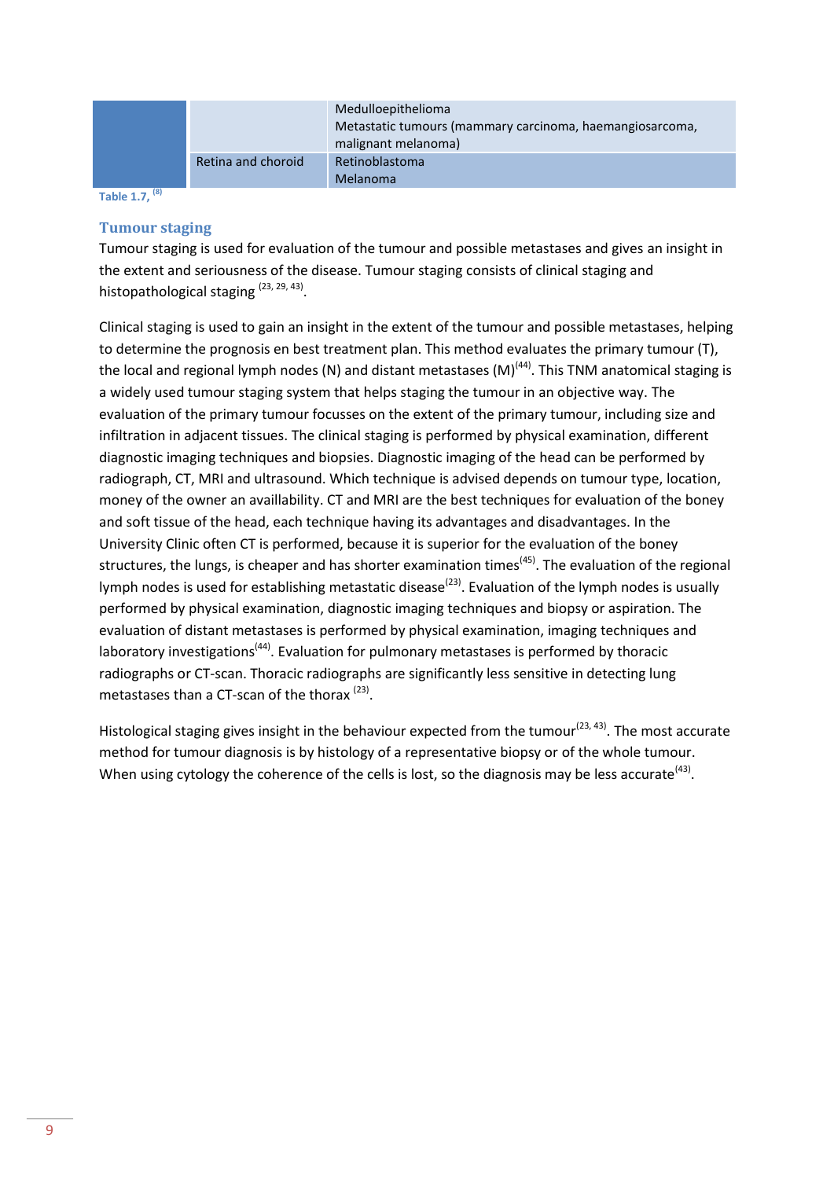| | | |
|---|---|---|
| | | Medulloepithelioma<br>Metastatic tumours (mammary carcinoma, haemangiosarcoma, malignant melanoma) |
| | Retina and choroid | Retinoblastoma<br>Melanoma |

Table 1.7, [8]

## Tumour staging

Tumour staging is used for evaluation of the tumour and possible metastases and gives an insight in the extent and seriousness of the disease. Tumour staging consists of clinical staging and histopathological staging [23, 29, 43].

Clinical staging is used to gain an insight in the extent of the tumour and possible metastases, helping to determine the prognosis en best treatment plan. This method evaluates the primary tumour (T), the local and regional lymph nodes (N) and distant metastases (M)[44]. This TNM anatomical staging is a widely used tumour staging system that helps staging the tumour in an objective way. The evaluation of the primary tumour focusses on the extent of the primary tumour, including size and infiltration in adjacent tissues. The clinical staging is performed by physical examination, different diagnostic imaging techniques and biopsies. Diagnostic imaging of the head can be performed by radiograph, CT, MRI and ultrasound. Which technique is advised depends on tumour type, location, money of the owner an availlability. CT and MRI are the best techniques for evaluation of the boney and soft tissue of the head, each technique having its advantages and disadvantages. In the University Clinic often CT is performed, because it is superior for the evaluation of the boney structures, the lungs, is cheaper and has shorter examination times[45]. The evaluation of the regional lymph nodes is used for establishing metastatic disease[23]. Evaluation of the lymph nodes is usually performed by physical examination, diagnostic imaging techniques and biopsy or aspiration. The evaluation of distant metastases is performed by physical examination, imaging techniques and laboratory investigations[44]. Evaluation for pulmonary metastases is performed by thoracic radiographs or CT-scan. Thoracic radiographs are significantly less sensitive in detecting lung metastases than a CT-scan of the thorax [23].

Histological staging gives insight in the behaviour expected from the tumour[23, 43]. The most accurate method for tumour diagnosis is by histology of a representative biopsy or of the whole tumour. When using cytology the coherence of the cells is lost, so the diagnosis may be less accurate[43].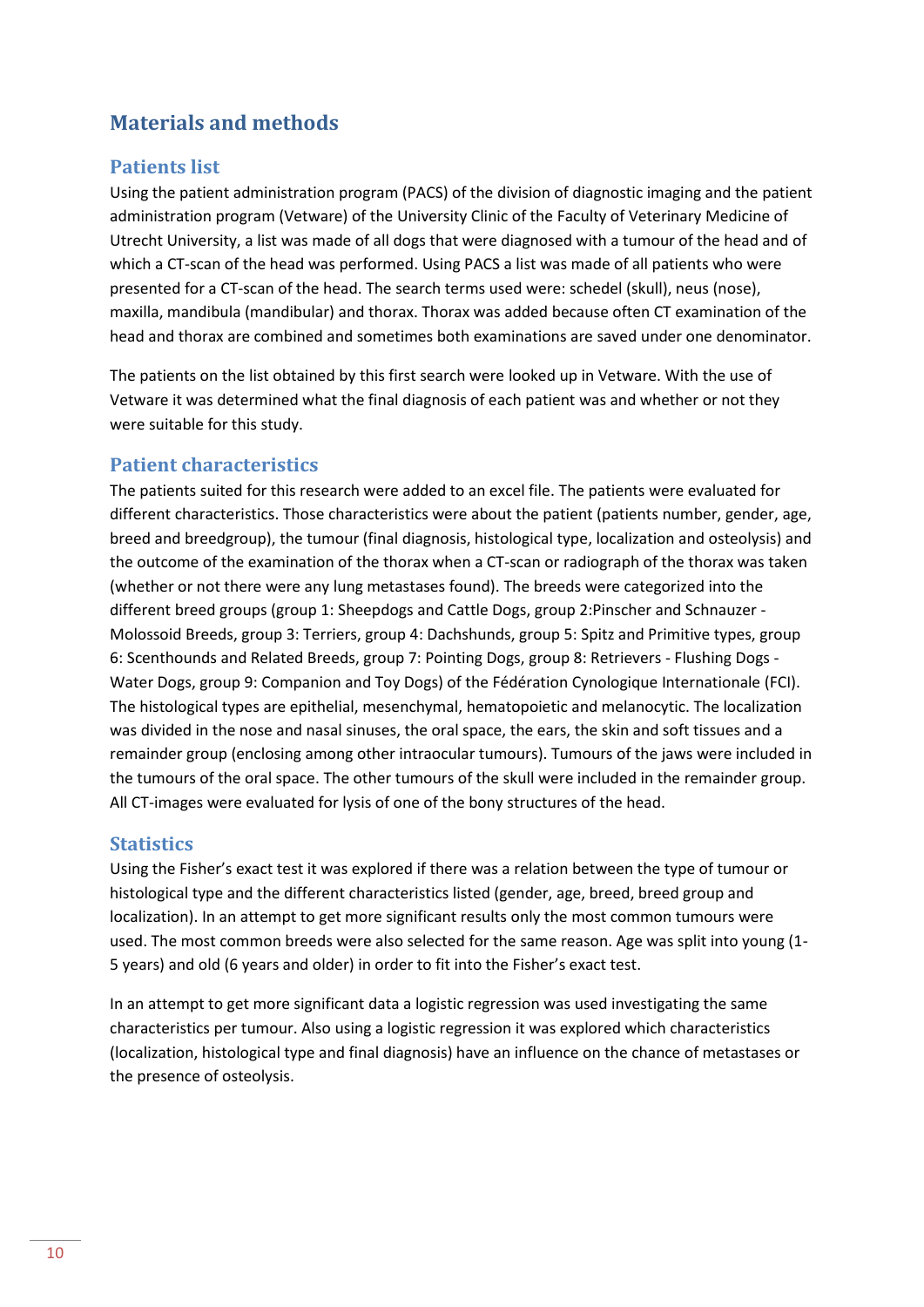# Materials and methods

## Patients list

Using the patient administration program (PACS) of the division of diagnostic imaging and the patient administration program (Vetware) of the University Clinic of the Faculty of Veterinary Medicine of Utrecht University, a list was made of all dogs that were diagnosed with a tumour of the head and of which a CT-scan of the head was performed. Using PACS a list was made of all patients who were presented for a CT-scan of the head. The search terms used were: schedel (skull), neus (nose), maxilla, mandibula (mandibular) and thorax. Thorax was added because often CT examination of the head and thorax are combined and sometimes both examinations are saved under one denominator.

The patients on the list obtained by this first search were looked up in Vetware. With the use of Vetware it was determined what the final diagnosis of each patient was and whether or not they were suitable for this study.

## Patient characteristics

The patients suited for this research were added to an excel file. The patients were evaluated for different characteristics. Those characteristics were about the patient (patients number, gender, age, breed and breedgroup), the tumour (final diagnosis, histological type, localization and osteolysis) and the outcome of the examination of the thorax when a CT-scan or radiograph of the thorax was taken (whether or not there were any lung metastases found). The breeds were categorized into the different breed groups (group 1: Sheepdogs and Cattle Dogs, group 2:Pinscher and Schnauzer - Molossoid Breeds, group 3: Terriers, group 4: Dachshunds, group 5: Spitz and Primitive types, group 6: Scenthounds and Related Breeds, group 7: Pointing Dogs, group 8: Retrievers - Flushing Dogs - Water Dogs, group 9: Companion and Toy Dogs) of the Fédération Cynologique Internationale (FCI). The histological types are epithelial, mesenchymal, hematopoietic and melanocytic. The localization was divided in the nose and nasal sinuses, the oral space, the ears, the skin and soft tissues and a remainder group (enclosing among other intraocular tumours). Tumours of the jaws were included in the tumours of the oral space. The other tumours of the skull were included in the remainder group. All CT-images were evaluated for lysis of one of the bony structures of the head.

## Statistics

Using the Fisher's exact test it was explored if there was a relation between the type of tumour or histological type and the different characteristics listed (gender, age, breed, breed group and localization). In an attempt to get more significant results only the most common tumours were used. The most common breeds were also selected for the same reason. Age was split into young (1-5 years) and old (6 years and older) in order to fit into the Fisher's exact test.

In an attempt to get more significant data a logistic regression was used investigating the same characteristics per tumour. Also using a logistic regression it was explored which characteristics (localization, histological type and final diagnosis) have an influence on the chance of metastases or the presence of osteolysis.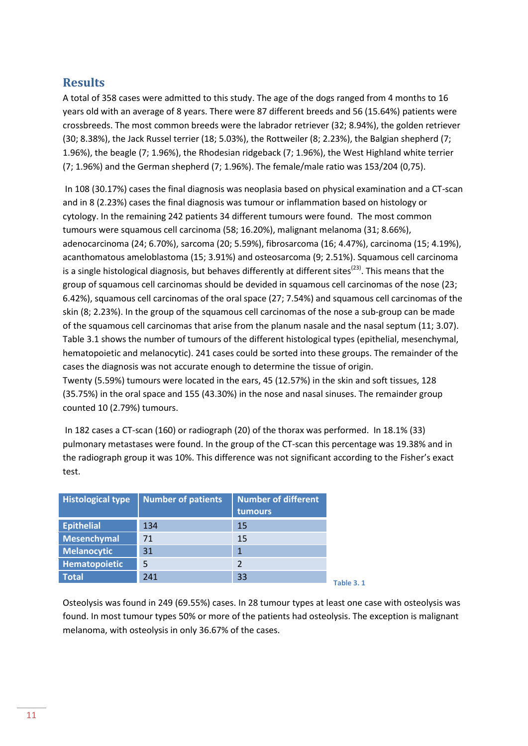## Results

A total of 358 cases were admitted to this study. The age of the dogs ranged from 4 months to 16 years old with an average of 8 years. There were 87 different breeds and 56 (15.64%) patients were crossbreeds. The most common breeds were the labrador retriever (32; 8.94%), the golden retriever (30; 8.38%), the Jack Russel terrier (18; 5.03%), the Rottweiler (8; 2.23%), the Balgian shepherd (7; 1.96%), the beagle (7; 1.96%), the Rhodesian ridgeback (7; 1.96%), the West Highland white terrier (7; 1.96%) and the German shepherd (7; 1.96%). The female/male ratio was 153/204 (0,75).

In 108 (30.17%) cases the final diagnosis was neoplasia based on physical examination and a CT-scan and in 8 (2.23%) cases the final diagnosis was tumour or inflammation based on histology or cytology. In the remaining 242 patients 34 different tumours were found. The most common tumours were squamous cell carcinoma (58; 16.20%), malignant melanoma (31; 8.66%), adenocarcinoma (24; 6.70%), sarcoma (20; 5.59%), fibrosarcoma (16; 4.47%), carcinoma (15; 4.19%), acanthomatous ameloblastoma (15; 3.91%) and osteosarcoma (9; 2.51%). Squamous cell carcinoma is a single histological diagnosis, but behaves differently at different sites[23]. This means that the group of squamous cell carcinomas should be devided in squamous cell carcinomas of the nose (23; 6.42%), squamous cell carcinomas of the oral space (27; 7.54%) and squamous cell carcinomas of the skin (8; 2.23%). In the group of the squamous cell carcinomas of the nose a sub-group can be made of the squamous cell carcinomas that arise from the planum nasale and the nasal septum (11; 3.07). Table 3.1 shows the number of tumours of the different histological types (epithelial, mesenchymal, hematopoietic and melanocytic). 241 cases could be sorted into these groups. The remainder of the cases the diagnosis was not accurate enough to determine the tissue of origin.
Twenty (5.59%) tumours were located in the ears, 45 (12.57%) in the skin and soft tissues, 128 (35.75%) in the oral space and 155 (43.30%) in the nose and nasal sinuses. The remainder group counted 10 (2.79%) tumours.

In 182 cases a CT-scan (160) or radiograph (20) of the thorax was performed. In 18.1% (33) pulmonary metastases were found. In the group of the CT-scan this percentage was 19.38% and in the radiograph group it was 10%. This difference was not significant according to the Fisher's exact test.

| Histological type | Number of patients | Number of different tumours |
|---|---|---|
| Epithelial | 134 | 15 |
| Mesenchymal | 71 | 15 |
| Melanocytic | 31 | 1 |
| Hematopoietic | 5 | 2 |
| Total | 241 | 33 |

Table 3. 1

Osteolysis was found in 249 (69.55%) cases. In 28 tumour types at least one case with osteolysis was found. In most tumour types 50% or more of the patients had osteolysis. The exception is malignant melanoma, with osteolysis in only 36.67% of the cases.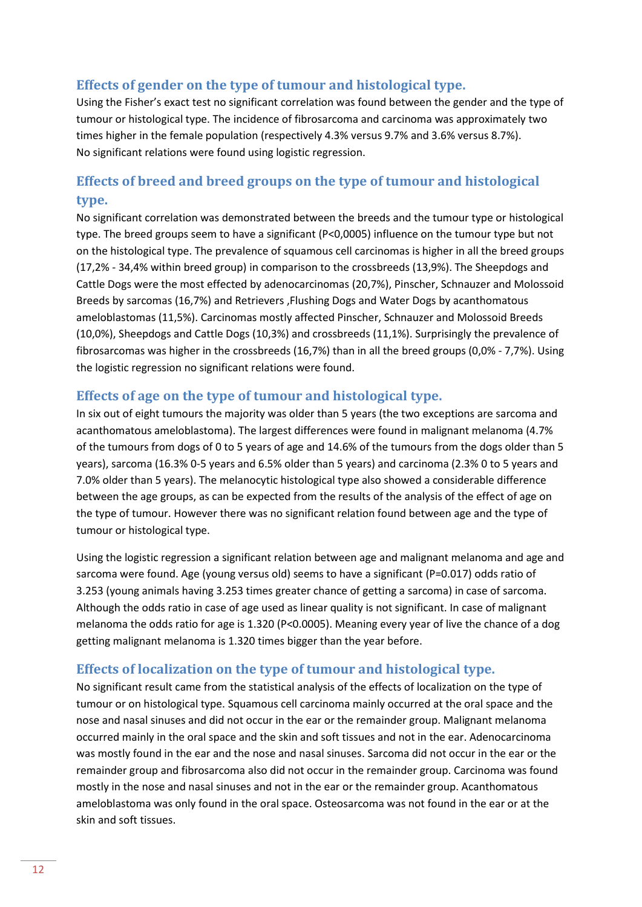### Effects of gender on the type of tumour and histological type.

Using the Fisher's exact test no significant correlation was found between the gender and the type of tumour or histological type. The incidence of fibrosarcoma and carcinoma was approximately two times higher in the female population (respectively 4.3% versus 9.7% and 3.6% versus 8.7%). No significant relations were found using logistic regression.

### Effects of breed and breed groups on the type of tumour and histological type.

No significant correlation was demonstrated between the breeds and the tumour type or histological type. The breed groups seem to have a significant (P<0,0005) influence on the tumour type but not on the histological type. The prevalence of squamous cell carcinomas is higher in all the breed groups (17,2% - 34,4% within breed group) in comparison to the crossbreeds (13,9%). The Sheepdogs and Cattle Dogs were the most effected by adenocarcinomas (20,7%), Pinscher, Schnauzer and Molossoid Breeds by sarcomas (16,7%) and Retrievers ,Flushing Dogs and Water Dogs by acanthomatous ameloblastomas (11,5%). Carcinomas mostly affected Pinscher, Schnauzer and Molossoid Breeds (10,0%), Sheepdogs and Cattle Dogs (10,3%) and crossbreeds (11,1%). Surprisingly the prevalence of fibrosarcomas was higher in the crossbreeds (16,7%) than in all the breed groups (0,0% - 7,7%). Using the logistic regression no significant relations were found.

### Effects of age on the type of tumour and histological type.

In six out of eight tumours the majority was older than 5 years (the two exceptions are sarcoma and acanthomatous ameloblastoma). The largest differences were found in malignant melanoma (4.7% of the tumours from dogs of 0 to 5 years of age and 14.6% of the tumours from the dogs older than 5 years), sarcoma (16.3% 0-5 years and 6.5% older than 5 years) and carcinoma (2.3% 0 to 5 years and 7.0% older than 5 years). The melanocytic histological type also showed a considerable difference between the age groups, as can be expected from the results of the analysis of the effect of age on the type of tumour. However there was no significant relation found between age and the type of tumour or histological type.

Using the logistic regression a significant relation between age and malignant melanoma and age and sarcoma were found. Age (young versus old) seems to have a significant (P=0.017) odds ratio of 3.253 (young animals having 3.253 times greater chance of getting a sarcoma) in case of sarcoma. Although the odds ratio in case of age used as linear quality is not significant. In case of malignant melanoma the odds ratio for age is 1.320 (P<0.0005). Meaning every year of live the chance of a dog getting malignant melanoma is 1.320 times bigger than the year before.

### Effects of localization on the type of tumour and histological type.

No significant result came from the statistical analysis of the effects of localization on the type of tumour or on histological type. Squamous cell carcinoma mainly occurred at the oral space and the nose and nasal sinuses and did not occur in the ear or the remainder group. Malignant melanoma occurred mainly in the oral space and the skin and soft tissues and not in the ear. Adenocarcinoma was mostly found in the ear and the nose and nasal sinuses. Sarcoma did not occur in the ear or the remainder group and fibrosarcoma also did not occur in the remainder group. Carcinoma was found mostly in the nose and nasal sinuses and not in the ear or the remainder group. Acanthomatous ameloblastoma was only found in the oral space. Osteosarcoma was not found in the ear or at the skin and soft tissues.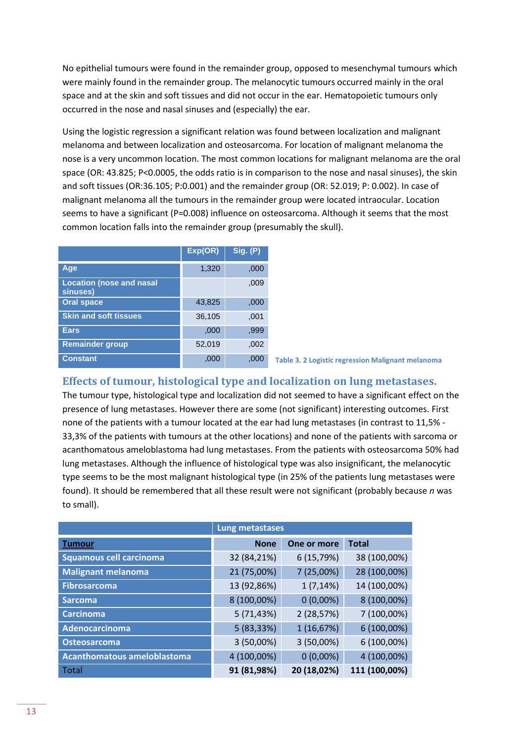No epithelial tumours were found in the remainder group, opposed to mesenchymal tumours which were mainly found in the remainder group. The melanocytic tumours occurred mainly in the oral space and at the skin and soft tissues and did not occur in the ear. Hematopoietic tumours only occurred in the nose and nasal sinuses and (especially) the ear.

Using the logistic regression a significant relation was found between localization and malignant melanoma and between localization and osteosarcoma. For location of malignant melanoma the nose is a very uncommon location. The most common locations for malignant melanoma are the oral space (OR: 43.825; P<0.0005, the odds ratio is in comparison to the nose and nasal sinuses), the skin and soft tissues (OR:36.105; P:0.001) and the remainder group (OR: 52.019; P: 0.002). In case of malignant melanoma all the tumours in the remainder group were located intraocular. Location seems to have a significant (P=0.008) influence on osteosarcoma. Although it seems that the most common location falls into the remainder group (presumably the skull).

| | Exp(OR) | Sig. (P) |
|---|---|---|
| Age | 1,320 | ,000 |
| Location (nose and nasal sinuses) | | ,009 |
| Oral space | 43,825 | ,000 |
| Skin and soft tissues | 36,105 | ,001 |
| Ears | ,000 | ,999 |
| Remainder group | 52,019 | ,002 |
| Constant | ,000 | ,000 |

Table 3. 2 Logistic regression Malignant melanoma

## Effects of tumour, histological type and localization on lung metastases.

The tumour type, histological type and localization did not seemed to have a significant effect on the presence of lung metastases. However there are some (not significant) interesting outcomes. First none of the patients with a tumour located at the ear had lung metastases (in contrast to 11,5% - 33,3% of the patients with tumours at the other locations) and none of the patients with sarcoma or acanthomatous ameloblastoma had lung metastases. From the patients with osteosarcoma 50% had lung metastases. Although the influence of histological type was also insignificant, the melanocytic type seems to be the most malignant histological type (in 25% of the patients lung metastases were found). It should be remembered that all these result were not significant (probably because *n* was to small).

| | Lung metastases | | |
|---|---|---|---|
| **Tumour** | **None** | **One or more** | **Total** |
| Squamous cell carcinoma | 32 (84,21%) | 6 (15,79%) | 38 (100,00%) |
| Malignant melanoma | 21 (75,00%) | 7 (25,00%) | 28 (100,00%) |
| Fibrosarcoma | 13 (92,86%) | 1 (7,14%) | 14 (100,00%) |
| Sarcoma | 8 (100,00%) | 0 (0,00%) | 8 (100,00%) |
| Carcinoma | 5 (71,43%) | 2 (28,57%) | 7 (100,00%) |
| Adenocarcinoma | 5 (83,33%) | 1 (16,67%) | 6 (100,00%) |
| Osteosarcoma | 3 (50,00%) | 3 (50,00%) | 6 (100,00%) |
| Acanthomatous ameloblastoma | 4 (100,00%) | 0 (0,00%) | 4 (100,00%) |
| Total | **91 (81,98%)** | **20 (18,02%)** | **111 (100,00%)** |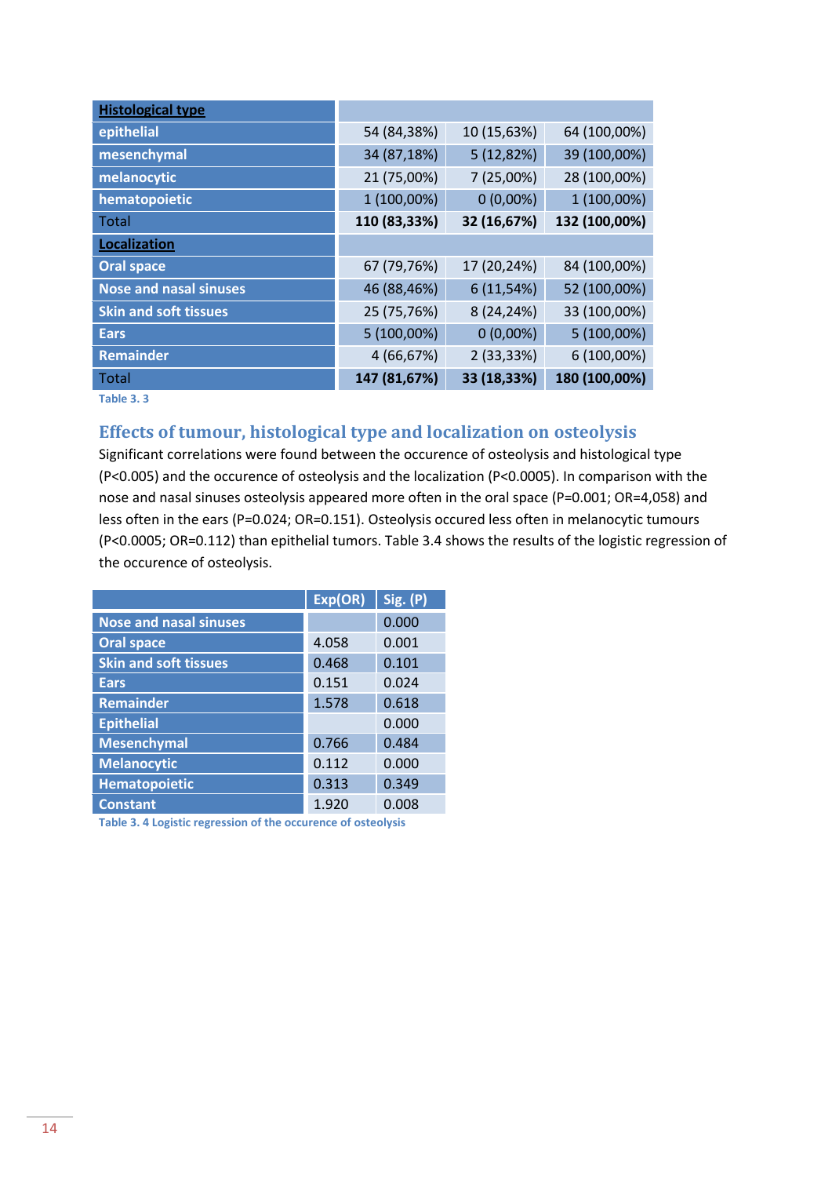| Histological type | | | |
|---|---|---|---|
| epithelial | 54 (84,38%) | 10 (15,63%) | 64 (100,00%) |
| mesenchymal | 34 (87,18%) | 5 (12,82%) | 39 (100,00%) |
| melanocytic | 21 (75,00%) | 7 (25,00%) | 28 (100,00%) |
| hematopoietic | 1 (100,00%) | 0 (0,00%) | 1 (100,00%) |
| Total | **110 (83,33%)** | **32 (16,67%)** | **132 (100,00%)** |
| **Localization** | | | |
| Oral space | 67 (79,76%) | 17 (20,24%) | 84 (100,00%) |
| Nose and nasal sinuses | 46 (88,46%) | 6 (11,54%) | 52 (100,00%) |
| Skin and soft tissues | 25 (75,76%) | 8 (24,24%) | 33 (100,00%) |
| Ears | 5 (100,00%) | 0 (0,00%) | 5 (100,00%) |
| Remainder | 4 (66,67%) | 2 (33,33%) | 6 (100,00%) |
| Total | **147 (81,67%)** | **33 (18,33%)** | **180 (100,00%)** |

Table 3. 3

## Effects of tumour, histological type and localization on osteolysis

Significant correlations were found between the occurence of osteolysis and histological type ($P<0.005$) and the occurence of osteolysis and the localization ($P<0.0005$). In comparison with the nose and nasal sinuses osteolysis appeared more often in the oral space ($P=0.001$; $OR=4{,}058$) and less often in the ears ($P=0.024$; $OR=0.151$). Osteolysis occured less often in melanocytic tumours ($P<0.0005$; $OR=0.112$) than epithelial tumors. Table 3.4 shows the results of the logistic regression of the occurence of osteolysis.

| | Exp(OR) | Sig. (P) |
|---|---|---|
| Nose and nasal sinuses | | 0.000 |
| Oral space | 4.058 | 0.001 |
| Skin and soft tissues | 0.468 | 0.101 |
| Ears | 0.151 | 0.024 |
| Remainder | 1.578 | 0.618 |
| Epithelial | | 0.000 |
| Mesenchymal | 0.766 | 0.484 |
| Melanocytic | 0.112 | 0.000 |
| Hematopoietic | 0.313 | 0.349 |
| Constant | 1.920 | 0.008 |

Table 3. 4 Logistic regression of the occurence of osteolysis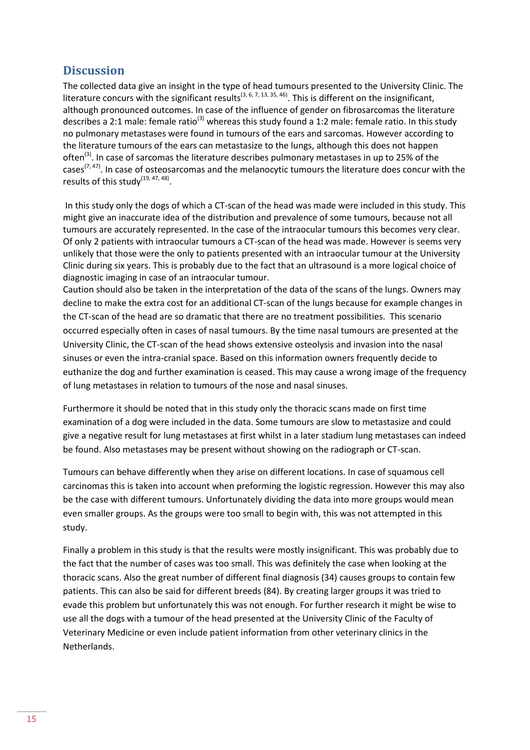## Discussion

The collected data give an insight in the type of head tumours presented to the University Clinic. The literature concurs with the significant results[3, 6, 7, 13, 35, 46]. This is different on the insignificant, although pronounced outcomes. In case of the influence of gender on fibrosarcomas the literature describes a 2:1 male: female ratio[3] whereas this study found a 1:2 male: female ratio. In this study no pulmonary metastases were found in tumours of the ears and sarcomas. However according to the literature tumours of the ears can metastasize to the lungs, although this does not happen often[3]. In case of sarcomas the literature describes pulmonary metastases in up to 25% of the cases[7, 47]. In case of osteosarcomas and the melanocytic tumours the literature does concur with the results of this study[19, 47, 48].

In this study only the dogs of which a CT-scan of the head was made were included in this study. This might give an inaccurate idea of the distribution and prevalence of some tumours, because not all tumours are accurately represented. In the case of the intraocular tumours this becomes very clear. Of only 2 patients with intraocular tumours a CT-scan of the head was made. However is seems very unlikely that those were the only to patients presented with an intraocular tumour at the University Clinic during six years. This is probably due to the fact that an ultrasound is a more logical choice of diagnostic imaging in case of an intraocular tumour.
Caution should also be taken in the interpretation of the data of the scans of the lungs. Owners may decline to make the extra cost for an additional CT-scan of the lungs because for example changes in the CT-scan of the head are so dramatic that there are no treatment possibilities. This scenario occurred especially often in cases of nasal tumours. By the time nasal tumours are presented at the University Clinic, the CT-scan of the head shows extensive osteolysis and invasion into the nasal sinuses or even the intra-cranial space. Based on this information owners frequently decide to euthanize the dog and further examination is ceased. This may cause a wrong image of the frequency of lung metastases in relation to tumours of the nose and nasal sinuses.

Furthermore it should be noted that in this study only the thoracic scans made on first time examination of a dog were included in the data. Some tumours are slow to metastasize and could give a negative result for lung metastases at first whilst in a later stadium lung metastases can indeed be found. Also metastases may be present without showing on the radiograph or CT-scan.

Tumours can behave differently when they arise on different locations. In case of squamous cell carcinomas this is taken into account when preforming the logistic regression. However this may also be the case with different tumours. Unfortunately dividing the data into more groups would mean even smaller groups. As the groups were too small to begin with, this was not attempted in this study.

Finally a problem in this study is that the results were mostly insignificant. This was probably due to the fact that the number of cases was too small. This was definitely the case when looking at the thoracic scans. Also the great number of different final diagnosis (34) causes groups to contain few patients. This can also be said for different breeds (84). By creating larger groups it was tried to evade this problem but unfortunately this was not enough. For further research it might be wise to use all the dogs with a tumour of the head presented at the University Clinic of the Faculty of Veterinary Medicine or even include patient information from other veterinary clinics in the Netherlands.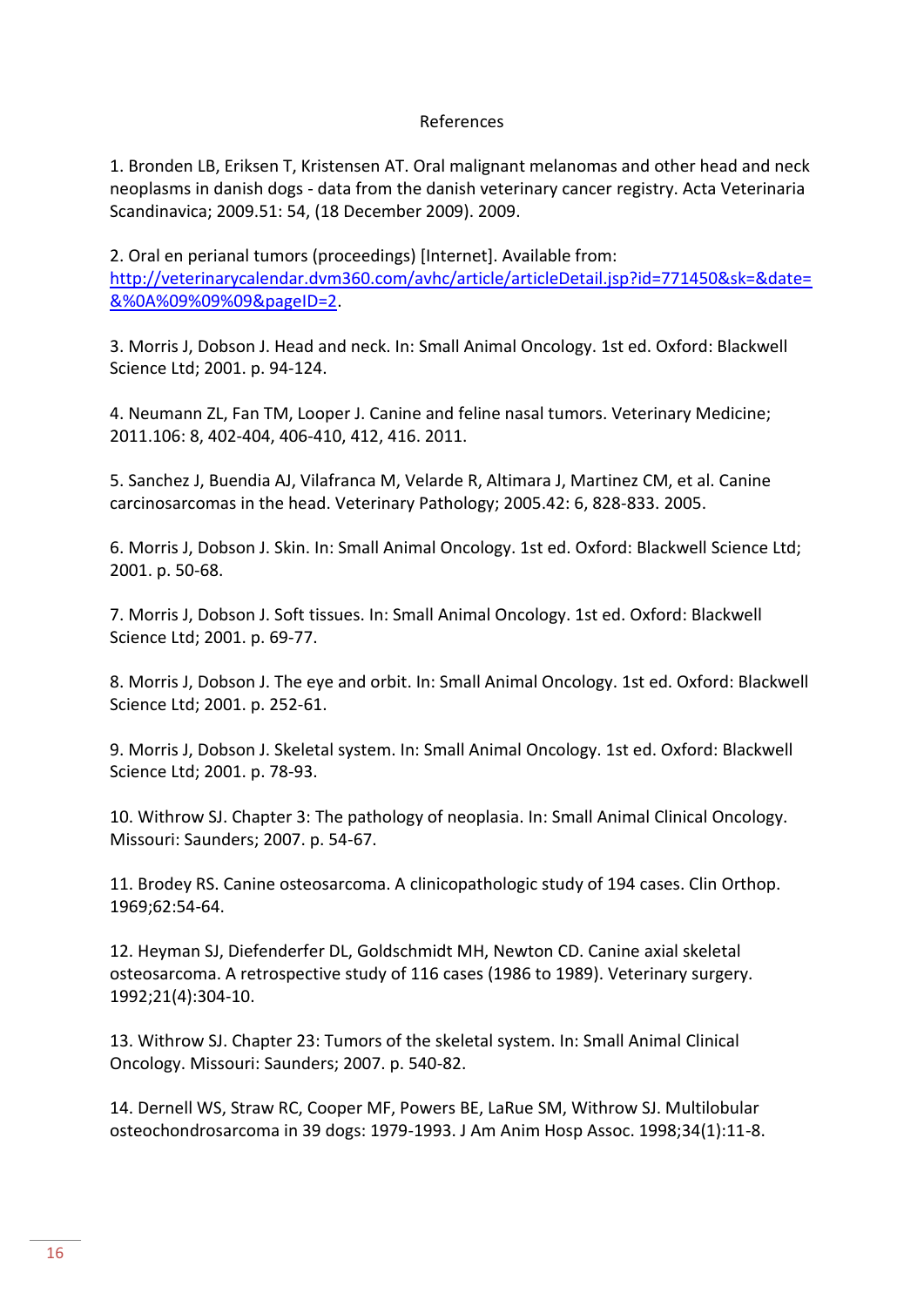# References

1. Bronden LB, Eriksen T, Kristensen AT. Oral malignant melanomas and other head and neck neoplasms in danish dogs - data from the danish veterinary cancer registry. Acta Veterinaria Scandinavica; 2009.51: 54, (18 December 2009). 2009.

2. Oral en perianal tumors (proceedings) [Internet]. Available from: [http://veterinarycalendar.dvm360.com/avhc/article/articleDetail.jsp?id=771450&sk=&date=&%0A%09%09%09&pageID=2](http://veterinarycalendar.dvm360.com/avhc/article/articleDetail.jsp?id=771450&sk=&date=&%0A%09%09%09&pageID=2).

3. Morris J, Dobson J. Head and neck. In: Small Animal Oncology. 1st ed. Oxford: Blackwell Science Ltd; 2001. p. 94-124.

4. Neumann ZL, Fan TM, Looper J. Canine and feline nasal tumors. Veterinary Medicine; 2011.106: 8, 402-404, 406-410, 412, 416. 2011.

5. Sanchez J, Buendia AJ, Vilafranca M, Velarde R, Altimara J, Martinez CM, et al. Canine carcinosarcomas in the head. Veterinary Pathology; 2005.42: 6, 828-833. 2005.

6. Morris J, Dobson J. Skin. In: Small Animal Oncology. 1st ed. Oxford: Blackwell Science Ltd; 2001. p. 50-68.

7. Morris J, Dobson J. Soft tissues. In: Small Animal Oncology. 1st ed. Oxford: Blackwell Science Ltd; 2001. p. 69-77.

8. Morris J, Dobson J. The eye and orbit. In: Small Animal Oncology. 1st ed. Oxford: Blackwell Science Ltd; 2001. p. 252-61.

9. Morris J, Dobson J. Skeletal system. In: Small Animal Oncology. 1st ed. Oxford: Blackwell Science Ltd; 2001. p. 78-93.

10. Withrow SJ. Chapter 3: The pathology of neoplasia. In: Small Animal Clinical Oncology. Missouri: Saunders; 2007. p. 54-67.

11. Brodey RS. Canine osteosarcoma. A clinicopathologic study of 194 cases. Clin Orthop. 1969;62:54-64.

12. Heyman SJ, Diefenderfer DL, Goldschmidt MH, Newton CD. Canine axial skeletal osteosarcoma. A retrospective study of 116 cases (1986 to 1989). Veterinary surgery. 1992;21(4):304-10.

13. Withrow SJ. Chapter 23: Tumors of the skeletal system. In: Small Animal Clinical Oncology. Missouri: Saunders; 2007. p. 540-82.

14. Dernell WS, Straw RC, Cooper MF, Powers BE, LaRue SM, Withrow SJ. Multilobular osteochondrosarcoma in 39 dogs: 1979-1993. J Am Anim Hosp Assoc. 1998;34(1):11-8.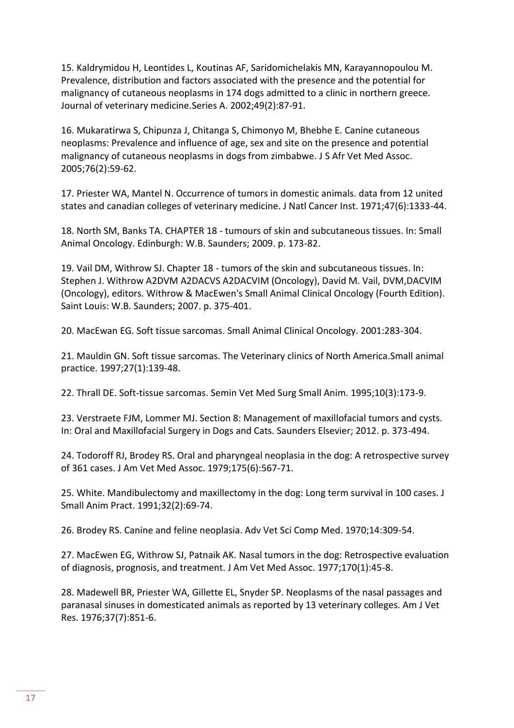15. Kaldrymidou H, Leontides L, Koutinas AF, Saridomichelakis MN, Karayannopoulou M. Prevalence, distribution and factors associated with the presence and the potential for malignancy of cutaneous neoplasms in 174 dogs admitted to a clinic in northern greece. Journal of veterinary medicine.Series A. 2002;49(2):87-91.

16. Mukaratirwa S, Chipunza J, Chitanga S, Chimonyo M, Bhebhe E. Canine cutaneous neoplasms: Prevalence and influence of age, sex and site on the presence and potential malignancy of cutaneous neoplasms in dogs from zimbabwe. J S Afr Vet Med Assoc. 2005;76(2):59-62.

17. Priester WA, Mantel N. Occurrence of tumors in domestic animals. data from 12 united states and canadian colleges of veterinary medicine. J Natl Cancer Inst. 1971;47(6):1333-44.

18. North SM, Banks TA. CHAPTER 18 - tumours of skin and subcutaneous tissues. In: Small Animal Oncology. Edinburgh: W.B. Saunders; 2009. p. 173-82.

19. Vail DM, Withrow SJ. Chapter 18 - tumors of the skin and subcutaneous tissues. In: Stephen J. Withrow A2DVM A2DACVS A2DACVIM (Oncology), David M. Vail, DVM,DACVIM (Oncology), editors. Withrow & MacEwen's Small Animal Clinical Oncology (Fourth Edition). Saint Louis: W.B. Saunders; 2007. p. 375-401.

20. MacEwan EG. Soft tissue sarcomas. Small Animal Clinical Oncology. 2001:283-304.

21. Mauldin GN. Soft tissue sarcomas. The Veterinary clinics of North America.Small animal practice. 1997;27(1):139-48.

22. Thrall DE. Soft-tissue sarcomas. Semin Vet Med Surg Small Anim. 1995;10(3):173-9.

23. Verstraete FJM, Lommer MJ. Section 8: Management of maxillofacial tumors and cysts. In: Oral and Maxillofacial Surgery in Dogs and Cats. Saunders Elsevier; 2012. p. 373-494.

24. Todoroff RJ, Brodey RS. Oral and pharyngeal neoplasia in the dog: A retrospective survey of 361 cases. J Am Vet Med Assoc. 1979;175(6):567-71.

25. White. Mandibulectomy and maxillectomy in the dog: Long term survival in 100 cases. J Small Anim Pract. 1991;32(2):69-74.

26. Brodey RS. Canine and feline neoplasia. Adv Vet Sci Comp Med. 1970;14:309-54.

27. MacEwen EG, Withrow SJ, Patnaik AK. Nasal tumors in the dog: Retrospective evaluation of diagnosis, prognosis, and treatment. J Am Vet Med Assoc. 1977;170(1):45-8.

28. Madewell BR, Priester WA, Gillette EL, Snyder SP. Neoplasms of the nasal passages and paranasal sinuses in domesticated animals as reported by 13 veterinary colleges. Am J Vet Res. 1976;37(7):851-6.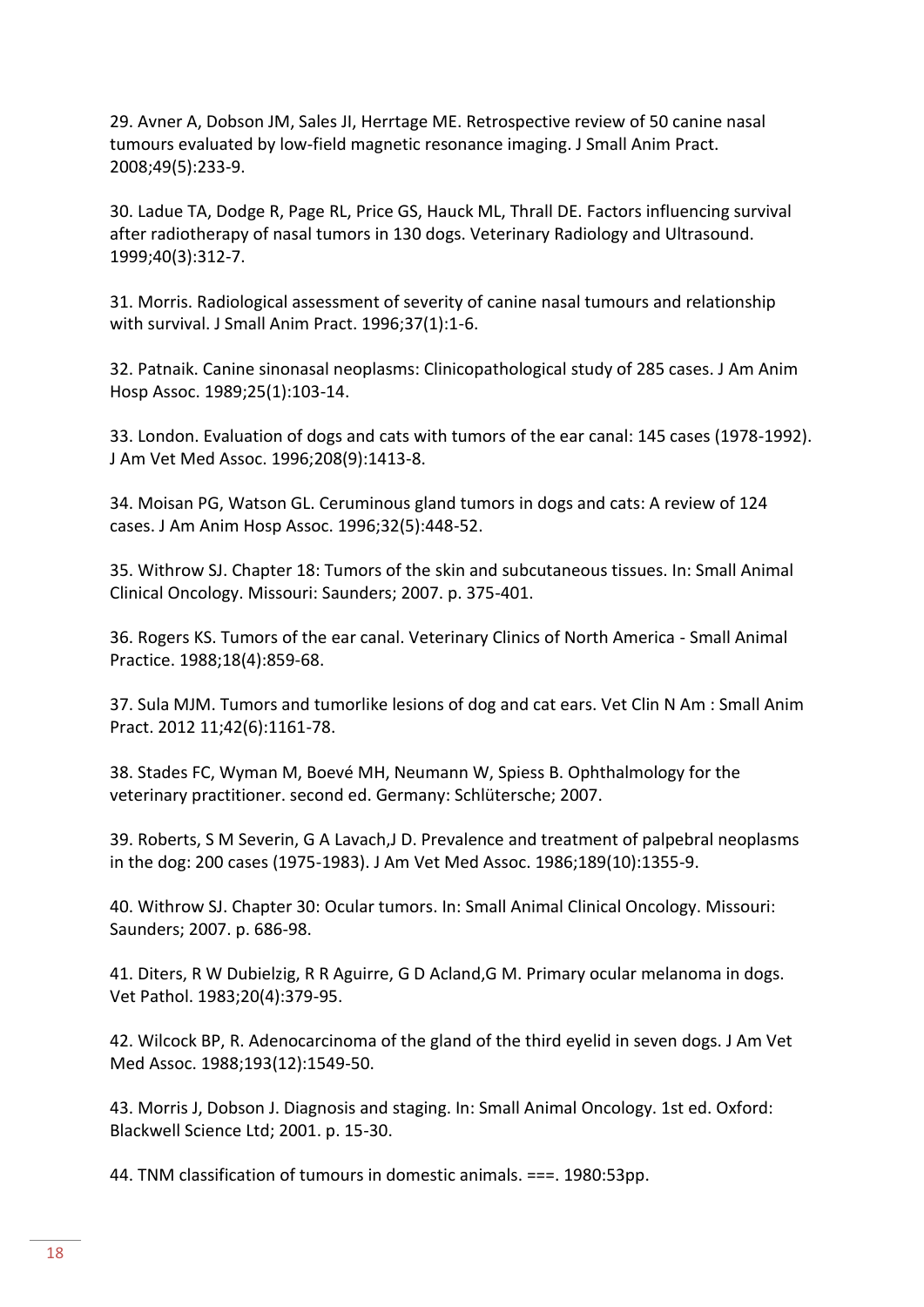29. Avner A, Dobson JM, Sales JI, Herrtage ME. Retrospective review of 50 canine nasal tumours evaluated by low-field magnetic resonance imaging. J Small Anim Pract. 2008;49(5):233-9.

30. Ladue TA, Dodge R, Page RL, Price GS, Hauck ML, Thrall DE. Factors influencing survival after radiotherapy of nasal tumors in 130 dogs. Veterinary Radiology and Ultrasound. 1999;40(3):312-7.

31. Morris. Radiological assessment of severity of canine nasal tumours and relationship with survival. J Small Anim Pract. 1996;37(1):1-6.

32. Patnaik. Canine sinonasal neoplasms: Clinicopathological study of 285 cases. J Am Anim Hosp Assoc. 1989;25(1):103-14.

33. London. Evaluation of dogs and cats with tumors of the ear canal: 145 cases (1978-1992). J Am Vet Med Assoc. 1996;208(9):1413-8.

34. Moisan PG, Watson GL. Ceruminous gland tumors in dogs and cats: A review of 124 cases. J Am Anim Hosp Assoc. 1996;32(5):448-52.

35. Withrow SJ. Chapter 18: Tumors of the skin and subcutaneous tissues. In: Small Animal Clinical Oncology. Missouri: Saunders; 2007. p. 375-401.

36. Rogers KS. Tumors of the ear canal. Veterinary Clinics of North America - Small Animal Practice. 1988;18(4):859-68.

37. Sula MJM. Tumors and tumorlike lesions of dog and cat ears. Vet Clin N Am : Small Anim Pract. 2012 11;42(6):1161-78.

38. Stades FC, Wyman M, Boevé MH, Neumann W, Spiess B. Ophthalmology for the veterinary practitioner. second ed. Germany: Schlütersche; 2007.

39. Roberts, S M Severin, G A Lavach,J D. Prevalence and treatment of palpebral neoplasms in the dog: 200 cases (1975-1983). J Am Vet Med Assoc. 1986;189(10):1355-9.

40. Withrow SJ. Chapter 30: Ocular tumors. In: Small Animal Clinical Oncology. Missouri: Saunders; 2007. p. 686-98.

41. Diters, R W Dubielzig, R R Aguirre, G D Acland,G M. Primary ocular melanoma in dogs. Vet Pathol. 1983;20(4):379-95.

42. Wilcock BP, R. Adenocarcinoma of the gland of the third eyelid in seven dogs. J Am Vet Med Assoc. 1988;193(12):1549-50.

43. Morris J, Dobson J. Diagnosis and staging. In: Small Animal Oncology. 1st ed. Oxford: Blackwell Science Ltd; 2001. p. 15-30.

44. TNM classification of tumours in domestic animals. ===. 1980:53pp.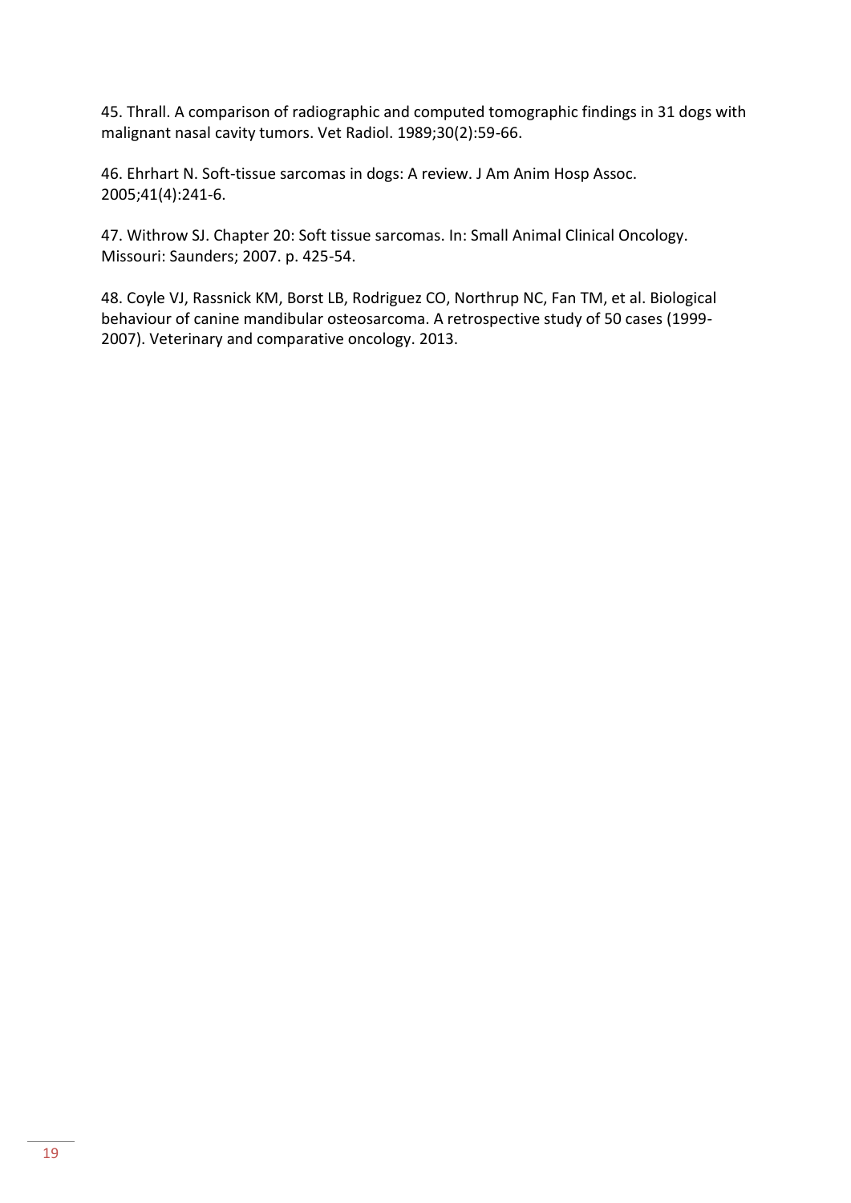45. Thrall. A comparison of radiographic and computed tomographic findings in 31 dogs with malignant nasal cavity tumors. Vet Radiol. 1989;30(2):59-66.

46. Ehrhart N. Soft-tissue sarcomas in dogs: A review. J Am Anim Hosp Assoc. 2005;41(4):241-6.

47. Withrow SJ. Chapter 20: Soft tissue sarcomas. In: Small Animal Clinical Oncology. Missouri: Saunders; 2007. p. 425-54.

48. Coyle VJ, Rassnick KM, Borst LB, Rodriguez CO, Northrup NC, Fan TM, et al. Biological behaviour of canine mandibular osteosarcoma. A retrospective study of 50 cases (1999-2007). Veterinary and comparative oncology. 2013.